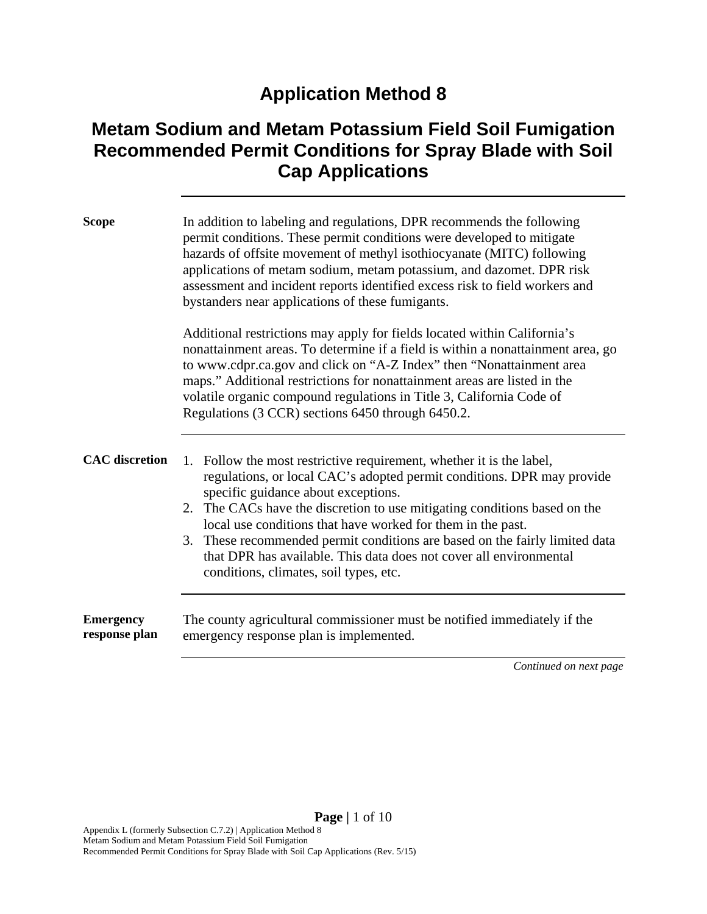# Application Method 8

## Metam Sodium and Metam Potassium Field Soil Fumigation Recommended Permit Conditions for Spray Blade with Soil Cap Applications

**Scope**

In addition to labeling and regulations, DPR recommends the following permit conditions. These permit conditions were developed to mitigate hazards of offsite movement of methyl isothiocyanate (MITC) following applications of metam sodium, metam potassium, and dazomet. DPR risk assessment and incident reports identified excess risk to field workers and bystanders near applications of these fumigants.

Additional restrictions may apply for fields located within California's nonattainment areas. To determine if a field is within a nonattainment area, go to www.cdpr.ca.gov and click on "A-Z Index" then "Nonattainment area maps." Additional restrictions for nonattainment areas are listed in the volatile organic compound regulations in Title 3, California Code of Regulations (3 CCR) sections 6450 through 6450.2.

**CAC discretion**

1. Follow the most restrictive requirement, whether it is the label, regulations, or local CAC's adopted permit conditions. DPR may provide specific guidance about exceptions.
2. The CACs have the discretion to use mitigating conditions based on the local use conditions that have worked for them in the past.
3. These recommended permit conditions are based on the fairly limited data that DPR has available. This data does not cover all environmental conditions, climates, soil types, etc.

**Emergency response plan**

The county agricultural commissioner must be notified immediately if the emergency response plan is implemented.

*Continued on next page*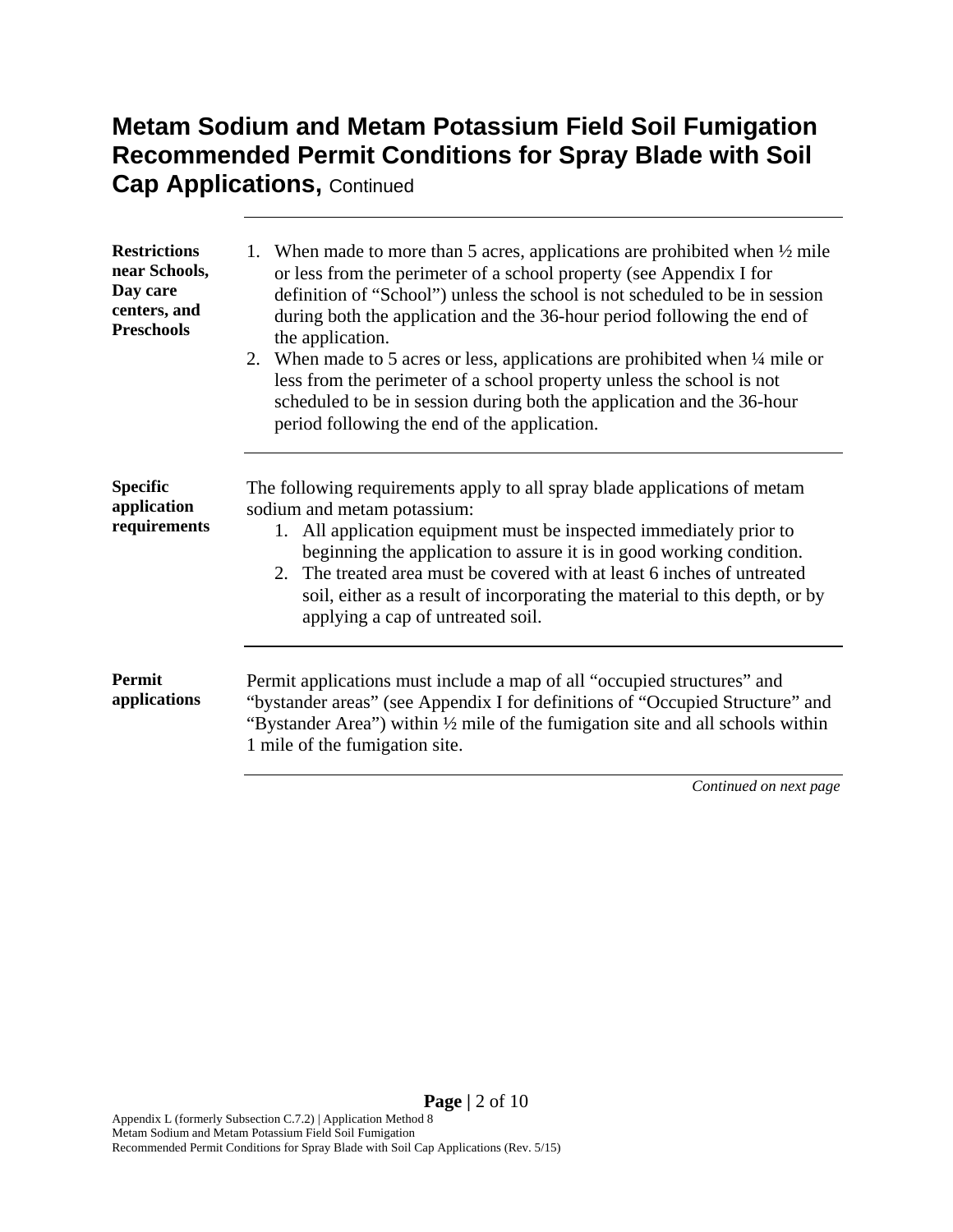# Metam Sodium and Metam Potassium Field Soil Fumigation Recommended Permit Conditions for Spray Blade with Soil Cap Applications, Continued

**Restrictions near Schools, Day care centers, and Preschools**

1. When made to more than 5 acres, applications are prohibited when ½ mile or less from the perimeter of a school property (see Appendix I for definition of "School") unless the school is not scheduled to be in session during both the application and the 36-hour period following the end of the application.
2. When made to 5 acres or less, applications are prohibited when ¼ mile or less from the perimeter of a school property unless the school is not scheduled to be in session during both the application and the 36-hour period following the end of the application.

**Specific application requirements**

The following requirements apply to all spray blade applications of metam sodium and metam potassium:

1. All application equipment must be inspected immediately prior to beginning the application to assure it is in good working condition.
2. The treated area must be covered with at least 6 inches of untreated soil, either as a result of incorporating the material to this depth, or by applying a cap of untreated soil.

**Permit applications**

Permit applications must include a map of all "occupied structures" and "bystander areas" (see Appendix I for definitions of "Occupied Structure" and "Bystander Area") within ½ mile of the fumigation site and all schools within 1 mile of the fumigation site.

*Continued on next page*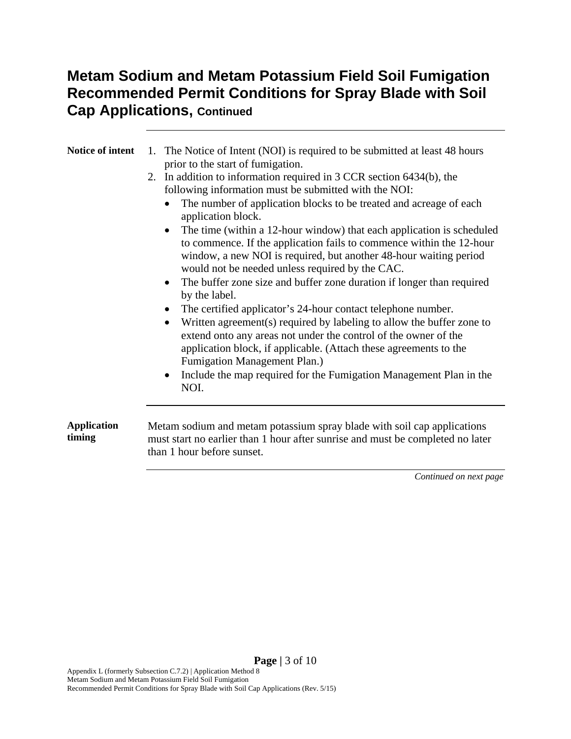# Metam Sodium and Metam Potassium Field Soil Fumigation Recommended Permit Conditions for Spray Blade with Soil Cap Applications, Continued

**Notice of intent**

1. The Notice of Intent (NOI) is required to be submitted at least 48 hours prior to the start of fumigation.
2. In addition to information required in 3 CCR section 6434(b), the following information must be submitted with the NOI:
   - The number of application blocks to be treated and acreage of each application block.
   - The time (within a 12-hour window) that each application is scheduled to commence. If the application fails to commence within the 12-hour window, a new NOI is required, but another 48-hour waiting period would not be needed unless required by the CAC.
   - The buffer zone size and buffer zone duration if longer than required by the label.
   - The certified applicator's 24-hour contact telephone number.
   - Written agreement(s) required by labeling to allow the buffer zone to extend onto any areas not under the control of the owner of the application block, if applicable. (Attach these agreements to the Fumigation Management Plan.)
   - Include the map required for the Fumigation Management Plan in the NOI.

**Application timing**

Metam sodium and metam potassium spray blade with soil cap applications must start no earlier than 1 hour after sunrise and must be completed no later than 1 hour before sunset.

*Continued on next page*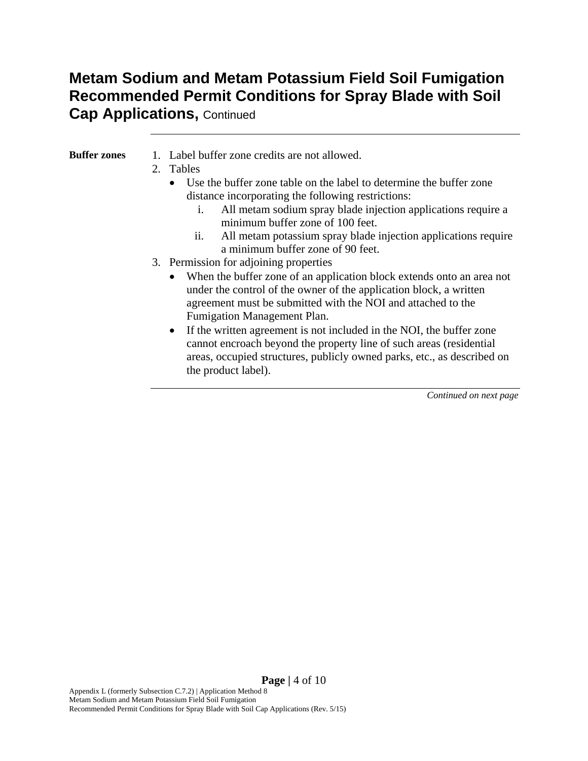# Metam Sodium and Metam Potassium Field Soil Fumigation Recommended Permit Conditions for Spray Blade with Soil Cap Applications, Continued

**Buffer zones**

1. Label buffer zone credits are not allowed.
2. Tables
   - Use the buffer zone table on the label to determine the buffer zone distance incorporating the following restrictions:
     i. All metam sodium spray blade injection applications require a minimum buffer zone of 100 feet.
     ii. All metam potassium spray blade injection applications require a minimum buffer zone of 90 feet.
3. Permission for adjoining properties
   - When the buffer zone of an application block extends onto an area not under the control of the owner of the application block, a written agreement must be submitted with the NOI and attached to the Fumigation Management Plan.
   - If the written agreement is not included in the NOI, the buffer zone cannot encroach beyond the property line of such areas (residential areas, occupied structures, publicly owned parks, etc., as described on the product label).

*Continued on next page*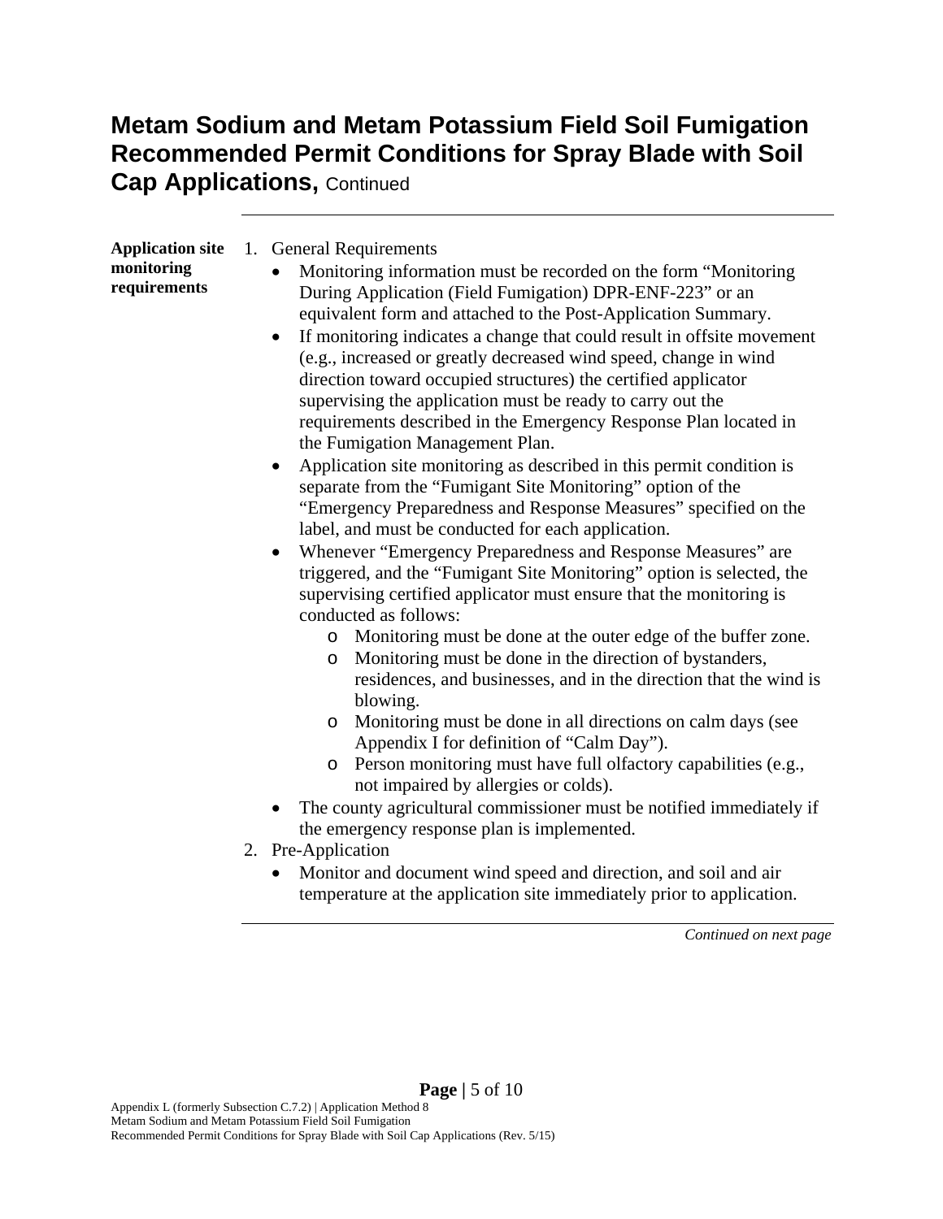# Metam Sodium and Metam Potassium Field Soil Fumigation Recommended Permit Conditions for Spray Blade with Soil Cap Applications, Continued

**Application site monitoring requirements**

1. General Requirements
   - Monitoring information must be recorded on the form "Monitoring During Application (Field Fumigation) DPR-ENF-223" or an equivalent form and attached to the Post-Application Summary.
   - If monitoring indicates a change that could result in offsite movement (e.g., increased or greatly decreased wind speed, change in wind direction toward occupied structures) the certified applicator supervising the application must be ready to carry out the requirements described in the Emergency Response Plan located in the Fumigation Management Plan.
   - Application site monitoring as described in this permit condition is separate from the "Fumigant Site Monitoring" option of the "Emergency Preparedness and Response Measures" specified on the label, and must be conducted for each application.
   - Whenever "Emergency Preparedness and Response Measures" are triggered, and the "Fumigant Site Monitoring" option is selected, the supervising certified applicator must ensure that the monitoring is conducted as follows:
     - Monitoring must be done at the outer edge of the buffer zone.
     - Monitoring must be done in the direction of bystanders, residences, and businesses, and in the direction that the wind is blowing.
     - Monitoring must be done in all directions on calm days (see Appendix I for definition of "Calm Day").
     - Person monitoring must have full olfactory capabilities (e.g., not impaired by allergies or colds).
   - The county agricultural commissioner must be notified immediately if the emergency response plan is implemented.
2. Pre-Application
   - Monitor and document wind speed and direction, and soil and air temperature at the application site immediately prior to application.

*Continued on next page*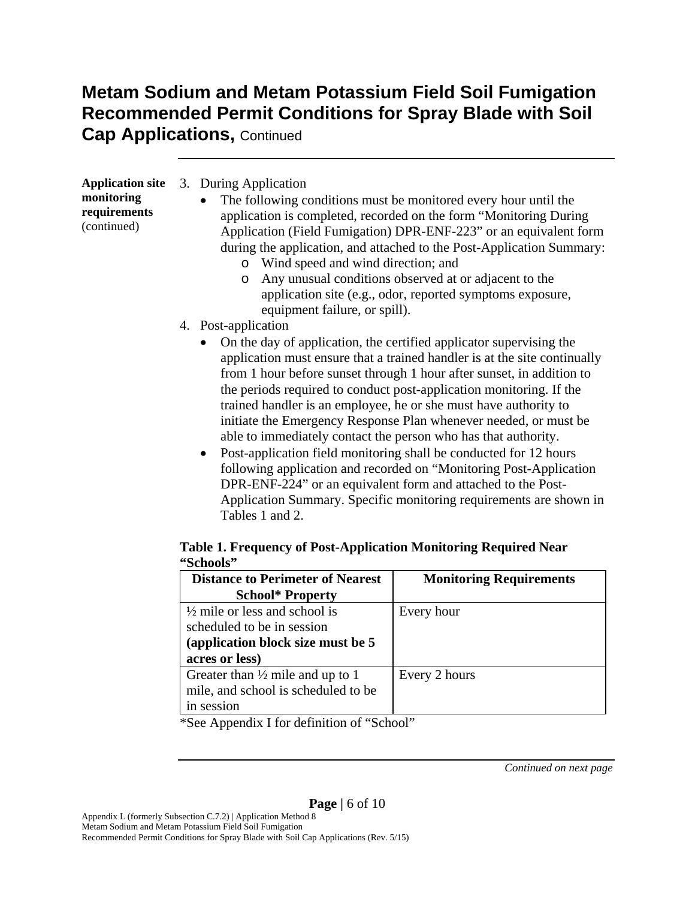# Metam Sodium and Metam Potassium Field Soil Fumigation Recommended Permit Conditions for Spray Blade with Soil Cap Applications, Continued

**Application site monitoring requirements** (continued)

3. During Application
   - The following conditions must be monitored every hour until the application is completed, recorded on the form "Monitoring During Application (Field Fumigation) DPR-ENF-223" or an equivalent form during the application, and attached to the Post-Application Summary:
     - Wind speed and wind direction; and
     - Any unusual conditions observed at or adjacent to the application site (e.g., odor, reported symptoms exposure, equipment failure, or spill).
4. Post-application
   - On the day of application, the certified applicator supervising the application must ensure that a trained handler is at the site continually from 1 hour before sunset through 1 hour after sunset, in addition to the periods required to conduct post-application monitoring. If the trained handler is an employee, he or she must have authority to initiate the Emergency Response Plan whenever needed, or must be able to immediately contact the person who has that authority.
   - Post-application field monitoring shall be conducted for 12 hours following application and recorded on "Monitoring Post-Application DPR-ENF-224" or an equivalent form and attached to the Post-Application Summary. Specific monitoring requirements are shown in Tables 1 and 2.

**Table 1. Frequency of Post-Application Monitoring Required Near "Schools"**

| Distance to Perimeter of Nearest School* Property | Monitoring Requirements |
|---|---|
| ½ mile or less and school is scheduled to be in session **(application block size must be 5 acres or less)** | Every hour |
| Greater than ½ mile and up to 1 mile, and school is scheduled to be in session | Every 2 hours |

*See Appendix I for definition of "School"

*Continued on next page*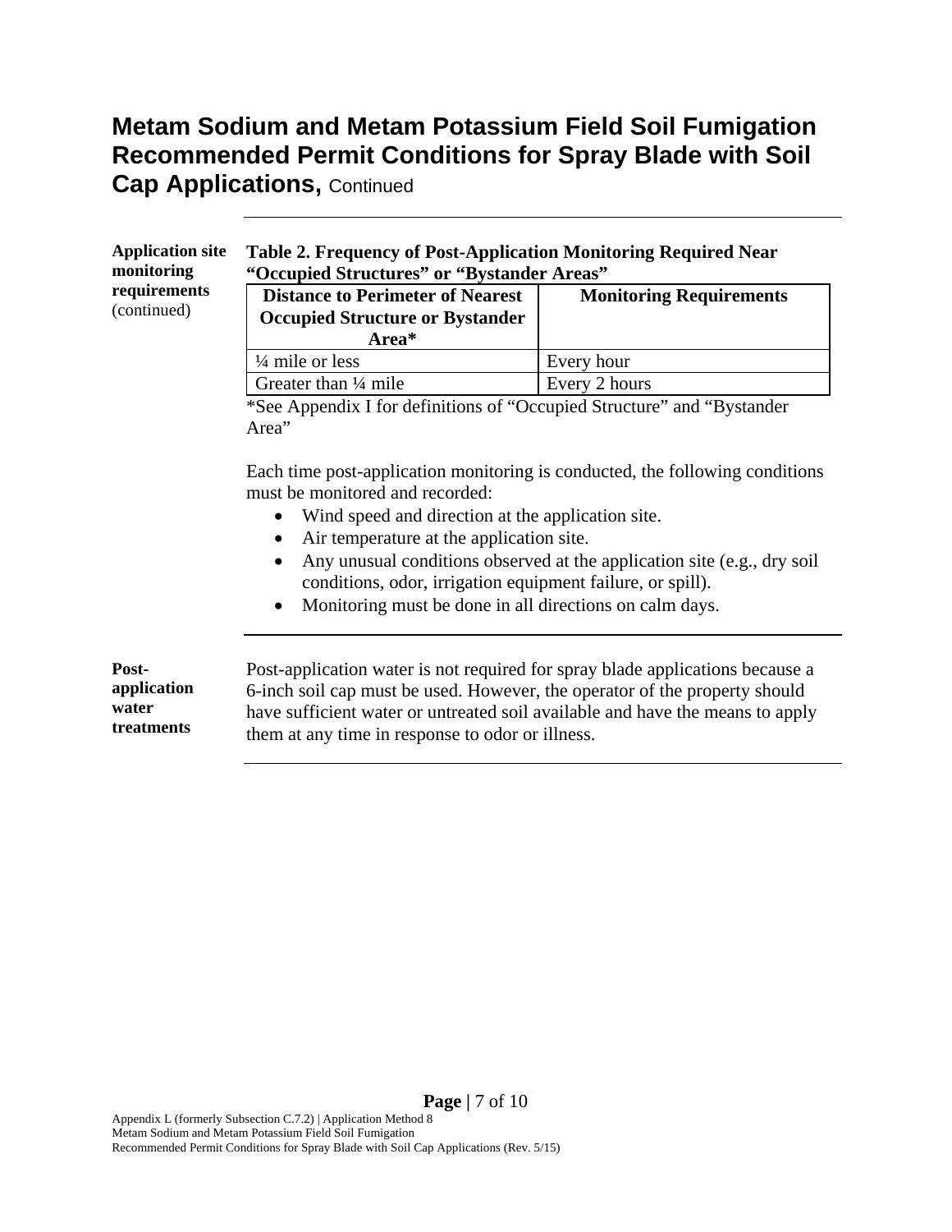# Metam Sodium and Metam Potassium Field Soil Fumigation Recommended Permit Conditions for Spray Blade with Soil Cap Applications, Continued

**Application site monitoring requirements** (continued)

**Table 2. Frequency of Post-Application Monitoring Required Near "Occupied Structures" or "Bystander Areas"**

| Distance to Perimeter of Nearest Occupied Structure or Bystander Area* | Monitoring Requirements |
|---|---|
| ¼ mile or less | Every hour |
| Greater than ¼ mile | Every 2 hours |

*See Appendix I for definitions of "Occupied Structure" and "Bystander Area"

Each time post-application monitoring is conducted, the following conditions must be monitored and recorded:

- Wind speed and direction at the application site.
- Air temperature at the application site.
- Any unusual conditions observed at the application site (e.g., dry soil conditions, odor, irrigation equipment failure, or spill).
- Monitoring must be done in all directions on calm days.

**Post-application water treatments**

Post-application water is not required for spray blade applications because a 6-inch soil cap must be used. However, the operator of the property should have sufficient water or untreated soil available and have the means to apply them at any time in response to odor or illness.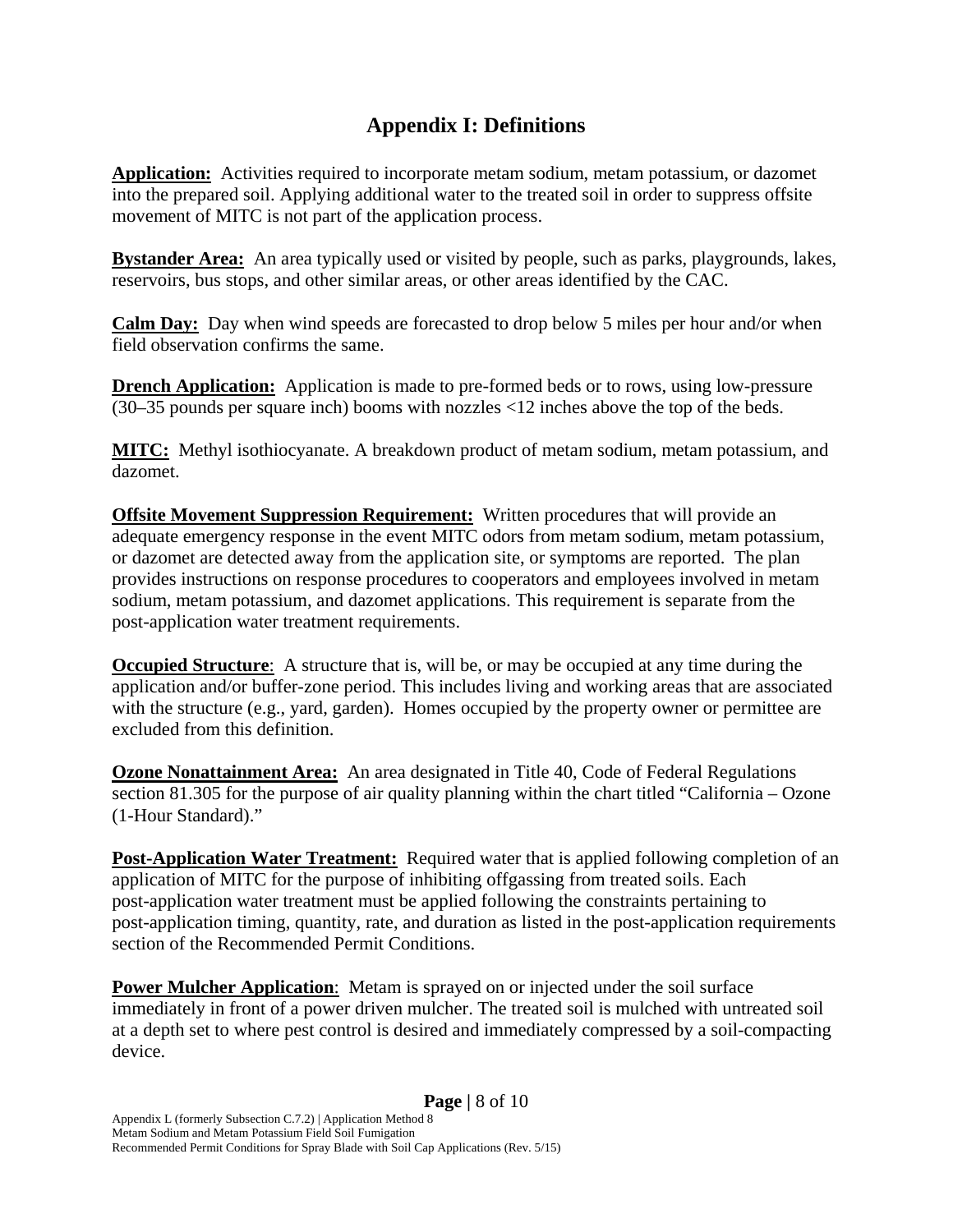## Appendix I: Definitions

**Application:** Activities required to incorporate metam sodium, metam potassium, or dazomet into the prepared soil. Applying additional water to the treated soil in order to suppress offsite movement of MITC is not part of the application process.

**Bystander Area:** An area typically used or visited by people, such as parks, playgrounds, lakes, reservoirs, bus stops, and other similar areas, or other areas identified by the CAC.

**Calm Day:** Day when wind speeds are forecasted to drop below 5 miles per hour and/or when field observation confirms the same.

**Drench Application:** Application is made to pre-formed beds or to rows, using low-pressure (30–35 pounds per square inch) booms with nozzles <12 inches above the top of the beds.

**MITC:** Methyl isothiocyanate. A breakdown product of metam sodium, metam potassium, and dazomet.

**Offsite Movement Suppression Requirement:** Written procedures that will provide an adequate emergency response in the event MITC odors from metam sodium, metam potassium, or dazomet are detected away from the application site, or symptoms are reported. The plan provides instructions on response procedures to cooperators and employees involved in metam sodium, metam potassium, and dazomet applications. This requirement is separate from the post-application water treatment requirements.

**Occupied Structure**: A structure that is, will be, or may be occupied at any time during the application and/or buffer-zone period. This includes living and working areas that are associated with the structure (e.g., yard, garden). Homes occupied by the property owner or permittee are excluded from this definition.

**Ozone Nonattainment Area:** An area designated in Title 40, Code of Federal Regulations section 81.305 for the purpose of air quality planning within the chart titled "California – Ozone (1-Hour Standard)."

**Post-Application Water Treatment:** Required water that is applied following completion of an application of MITC for the purpose of inhibiting offgassing from treated soils. Each post-application water treatment must be applied following the constraints pertaining to post-application timing, quantity, rate, and duration as listed in the post-application requirements section of the Recommended Permit Conditions.

**Power Mulcher Application**: Metam is sprayed on or injected under the soil surface immediately in front of a power driven mulcher. The treated soil is mulched with untreated soil at a depth set to where pest control is desired and immediately compressed by a soil-compacting device.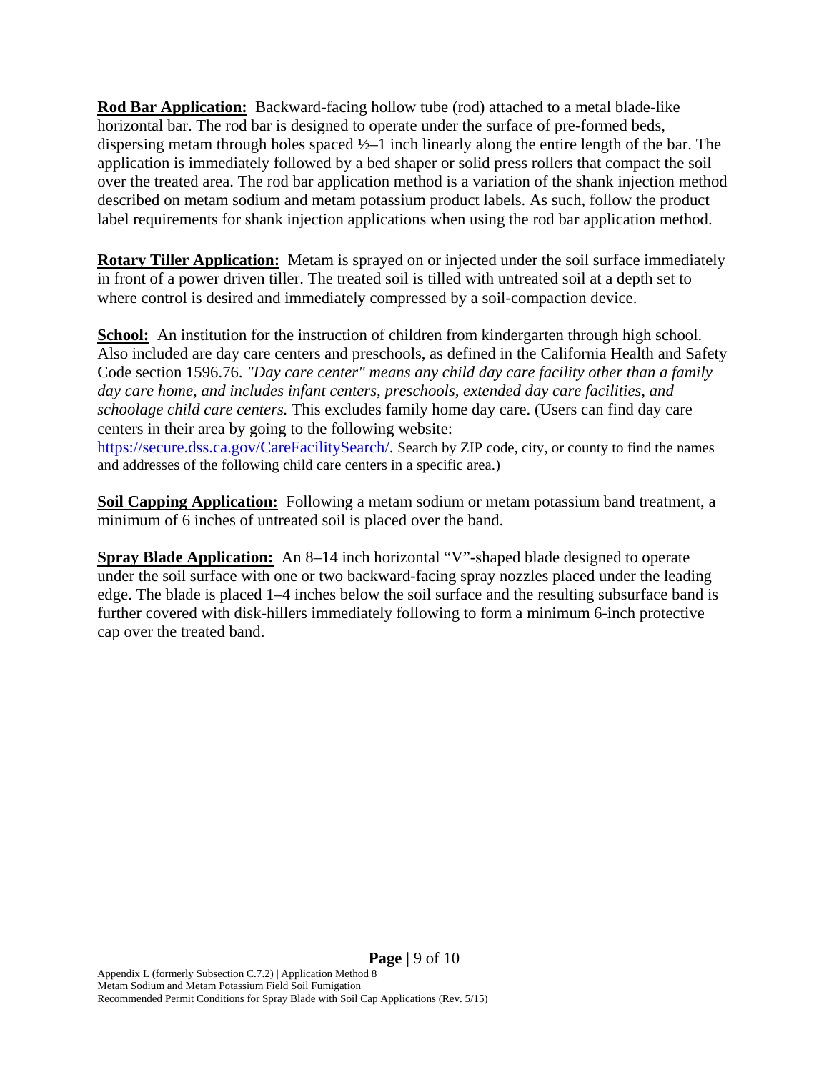**Rod Bar Application:** Backward-facing hollow tube (rod) attached to a metal blade-like horizontal bar. The rod bar is designed to operate under the surface of pre-formed beds, dispersing metam through holes spaced ½–1 inch linearly along the entire length of the bar. The application is immediately followed by a bed shaper or solid press rollers that compact the soil over the treated area. The rod bar application method is a variation of the shank injection method described on metam sodium and metam potassium product labels. As such, follow the product label requirements for shank injection applications when using the rod bar application method.

**Rotary Tiller Application:** Metam is sprayed on or injected under the soil surface immediately in front of a power driven tiller. The treated soil is tilled with untreated soil at a depth set to where control is desired and immediately compressed by a soil-compaction device.

**School:** An institution for the instruction of children from kindergarten through high school. Also included are day care centers and preschools, as defined in the California Health and Safety Code section 1596.76. *"Day care center" means any child day care facility other than a family day care home, and includes infant centers, preschools, extended day care facilities, and schoolage child care centers.* This excludes family home day care. (Users can find day care centers in their area by going to the following website: [https://secure.dss.ca.gov/CareFacilitySearch/](https://secure.dss.ca.gov/CareFacilitySearch/). Search by ZIP code, city, or county to find the names and addresses of the following child care centers in a specific area.)

**Soil Capping Application:** Following a metam sodium or metam potassium band treatment, a minimum of 6 inches of untreated soil is placed over the band.

**Spray Blade Application:** An 8–14 inch horizontal "V"-shaped blade designed to operate under the soil surface with one or two backward-facing spray nozzles placed under the leading edge. The blade is placed 1–4 inches below the soil surface and the resulting subsurface band is further covered with disk-hillers immediately following to form a minimum 6-inch protective cap over the treated band.